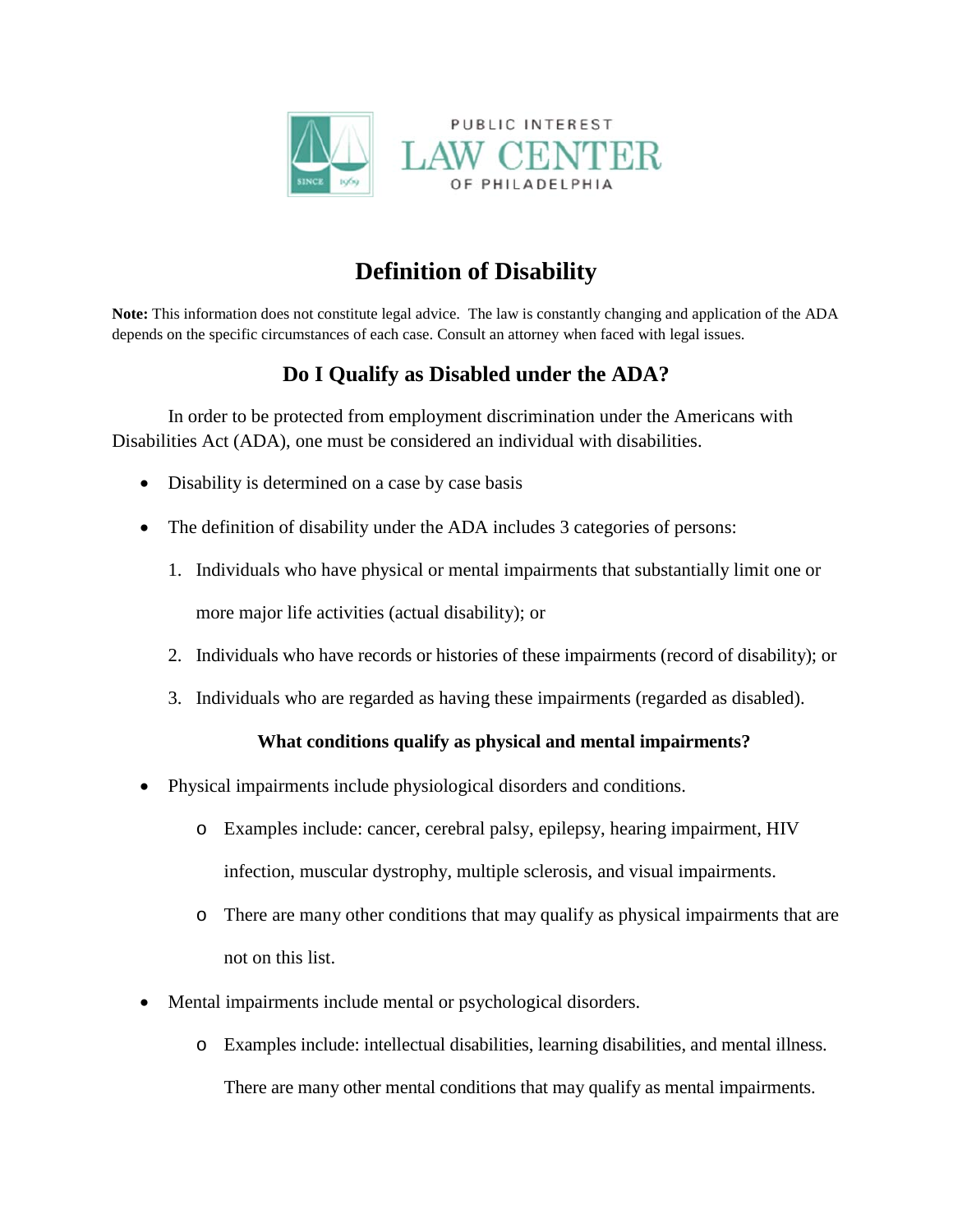PUBLIC INTEREST
LAW CENTER
OF PHILADELPHIA

# Definition of Disability

**Note:** This information does not constitute legal advice. The law is constantly changing and application of the ADA depends on the specific circumstances of each case. Consult an attorney when faced with legal issues.

## Do I Qualify as Disabled under the ADA?

In order to be protected from employment discrimination under the Americans with Disabilities Act (ADA), one must be considered an individual with disabilities.

- Disability is determined on a case by case basis
- The definition of disability under the ADA includes 3 categories of persons:
  1. Individuals who have physical or mental impairments that substantially limit one or more major life activities (actual disability); or
  2. Individuals who have records or histories of these impairments (record of disability); or
  3. Individuals who are regarded as having these impairments (regarded as disabled).

**What conditions qualify as physical and mental impairments?**

- Physical impairments include physiological disorders and conditions.
  - Examples include: cancer, cerebral palsy, epilepsy, hearing impairment, HIV infection, muscular dystrophy, multiple sclerosis, and visual impairments.
  - There are many other conditions that may qualify as physical impairments that are not on this list.
- Mental impairments include mental or psychological disorders.
  - Examples include: intellectual disabilities, learning disabilities, and mental illness. There are many other mental conditions that may qualify as mental impairments.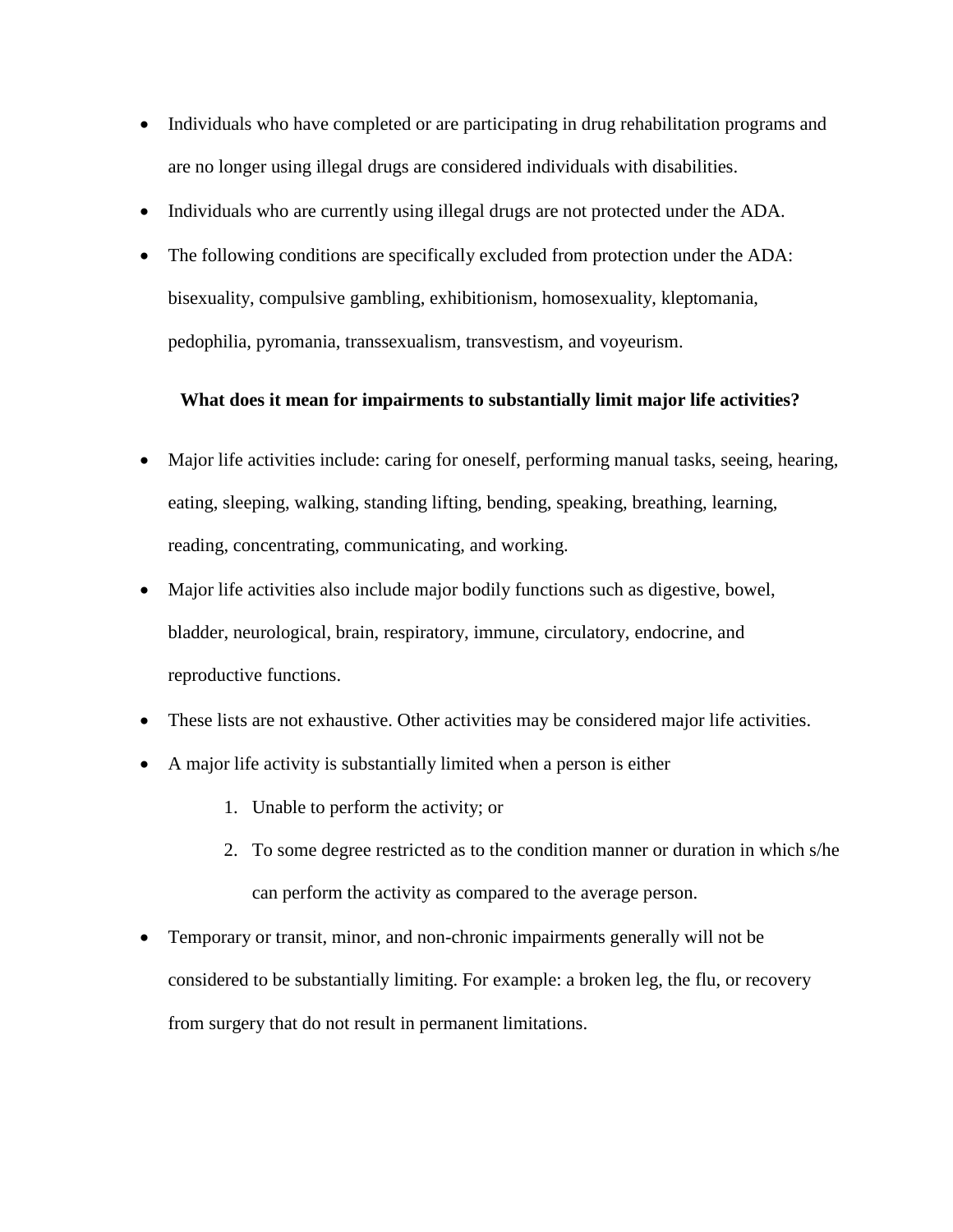- Individuals who have completed or are participating in drug rehabilitation programs and are no longer using illegal drugs are considered individuals with disabilities.
- Individuals who are currently using illegal drugs are not protected under the ADA.
- The following conditions are specifically excluded from protection under the ADA: bisexuality, compulsive gambling, exhibitionism, homosexuality, kleptomania, pedophilia, pyromania, transsexualism, transvestism, and voyeurism.

**What does it mean for impairments to substantially limit major life activities?**

- Major life activities include: caring for oneself, performing manual tasks, seeing, hearing, eating, sleeping, walking, standing lifting, bending, speaking, breathing, learning, reading, concentrating, communicating, and working.
- Major life activities also include major bodily functions such as digestive, bowel, bladder, neurological, brain, respiratory, immune, circulatory, endocrine, and reproductive functions.
- These lists are not exhaustive. Other activities may be considered major life activities.
- A major life activity is substantially limited when a person is either
    1. Unable to perform the activity; or
    2. To some degree restricted as to the condition manner or duration in which s/he can perform the activity as compared to the average person.
- Temporary or transit, minor, and non-chronic impairments generally will not be considered to be substantially limiting. For example: a broken leg, the flu, or recovery from surgery that do not result in permanent limitations.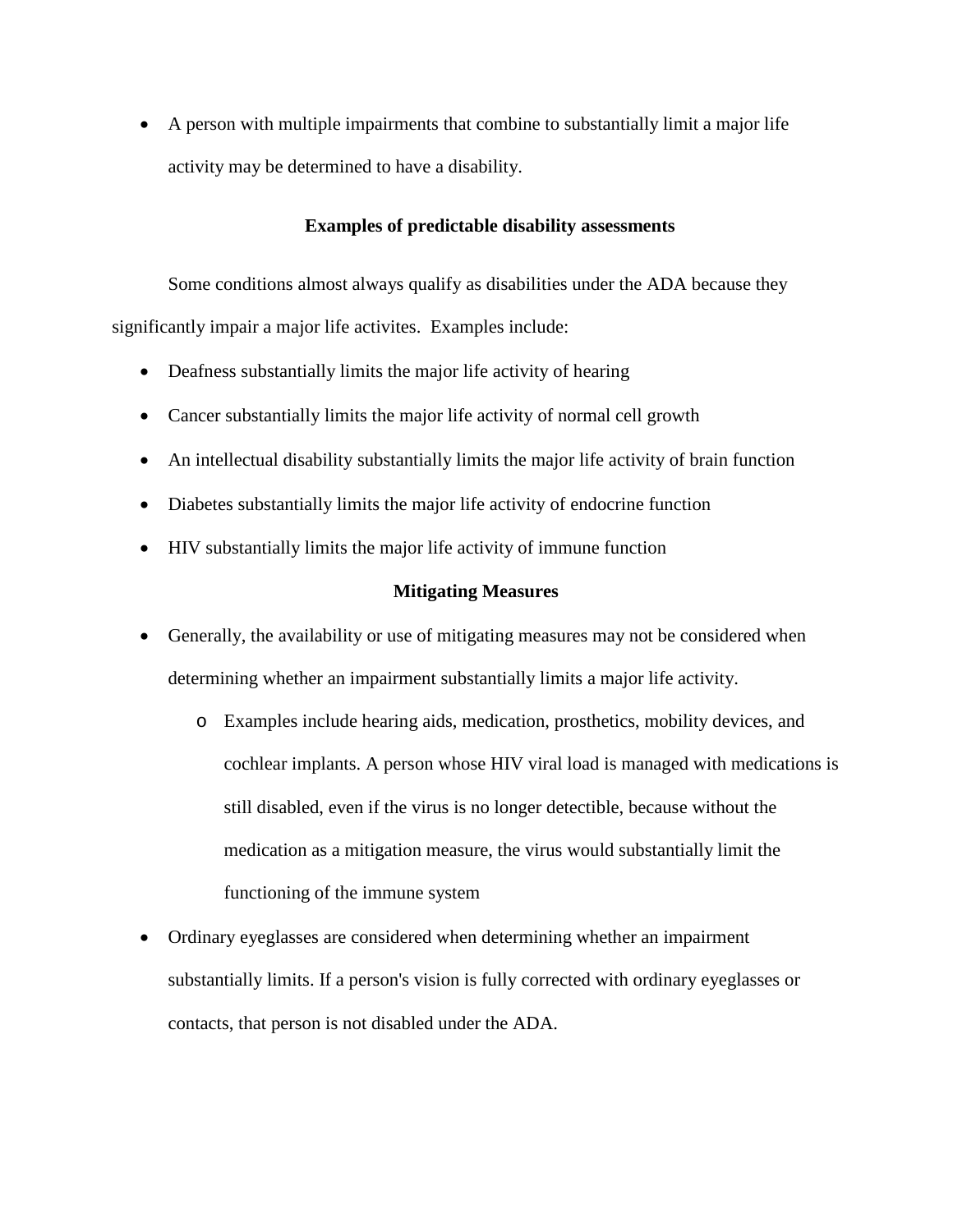- A person with multiple impairments that combine to substantially limit a major life activity may be determined to have a disability.

**Examples of predictable disability assessments**

Some conditions almost always qualify as disabilities under the ADA because they significantly impair a major life activites. Examples include:

- Deafness substantially limits the major life activity of hearing
- Cancer substantially limits the major life activity of normal cell growth
- An intellectual disability substantially limits the major life activity of brain function
- Diabetes substantially limits the major life activity of endocrine function
- HIV substantially limits the major life activity of immune function

**Mitigating Measures**

- Generally, the availability or use of mitigating measures may not be considered when determining whether an impairment substantially limits a major life activity.
    - Examples include hearing aids, medication, prosthetics, mobility devices, and cochlear implants. A person whose HIV viral load is managed with medications is still disabled, even if the virus is no longer detectible, because without the medication as a mitigation measure, the virus would substantially limit the functioning of the immune system
- Ordinary eyeglasses are considered when determining whether an impairment substantially limits. If a person's vision is fully corrected with ordinary eyeglasses or contacts, that person is not disabled under the ADA.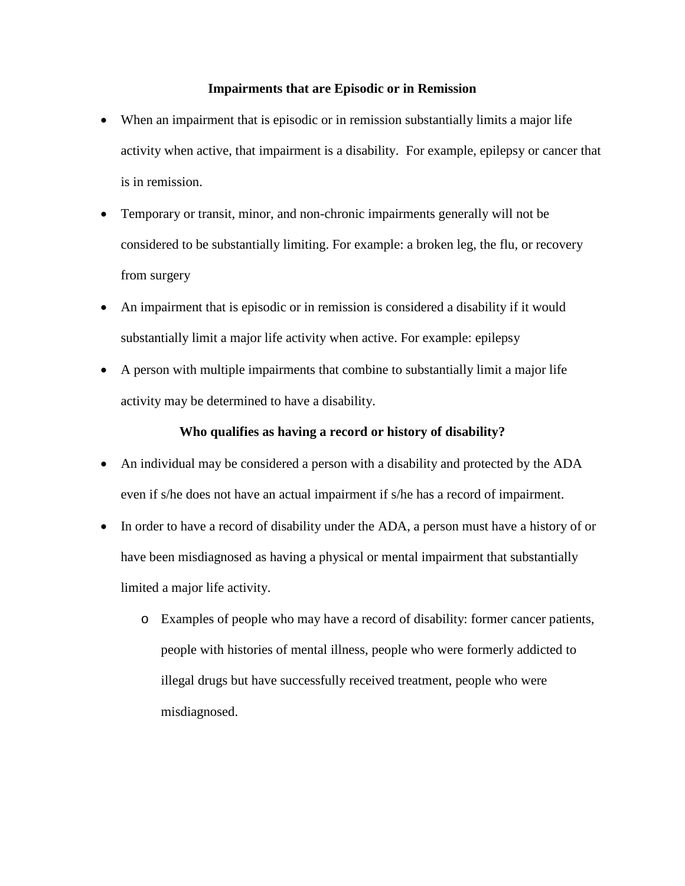## Impairments that are Episodic or in Remission

- When an impairment that is episodic or in remission substantially limits a major life activity when active, that impairment is a disability. For example, epilepsy or cancer that is in remission.
- Temporary or transit, minor, and non-chronic impairments generally will not be considered to be substantially limiting. For example: a broken leg, the flu, or recovery from surgery
- An impairment that is episodic or in remission is considered a disability if it would substantially limit a major life activity when active. For example: epilepsy
- A person with multiple impairments that combine to substantially limit a major life activity may be determined to have a disability.

## Who qualifies as having a record or history of disability?

- An individual may be considered a person with a disability and protected by the ADA even if s/he does not have an actual impairment if s/he has a record of impairment.
- In order to have a record of disability under the ADA, a person must have a history of or have been misdiagnosed as having a physical or mental impairment that substantially limited a major life activity.
  - Examples of people who may have a record of disability: former cancer patients, people with histories of mental illness, people who were formerly addicted to illegal drugs but have successfully received treatment, people who were misdiagnosed.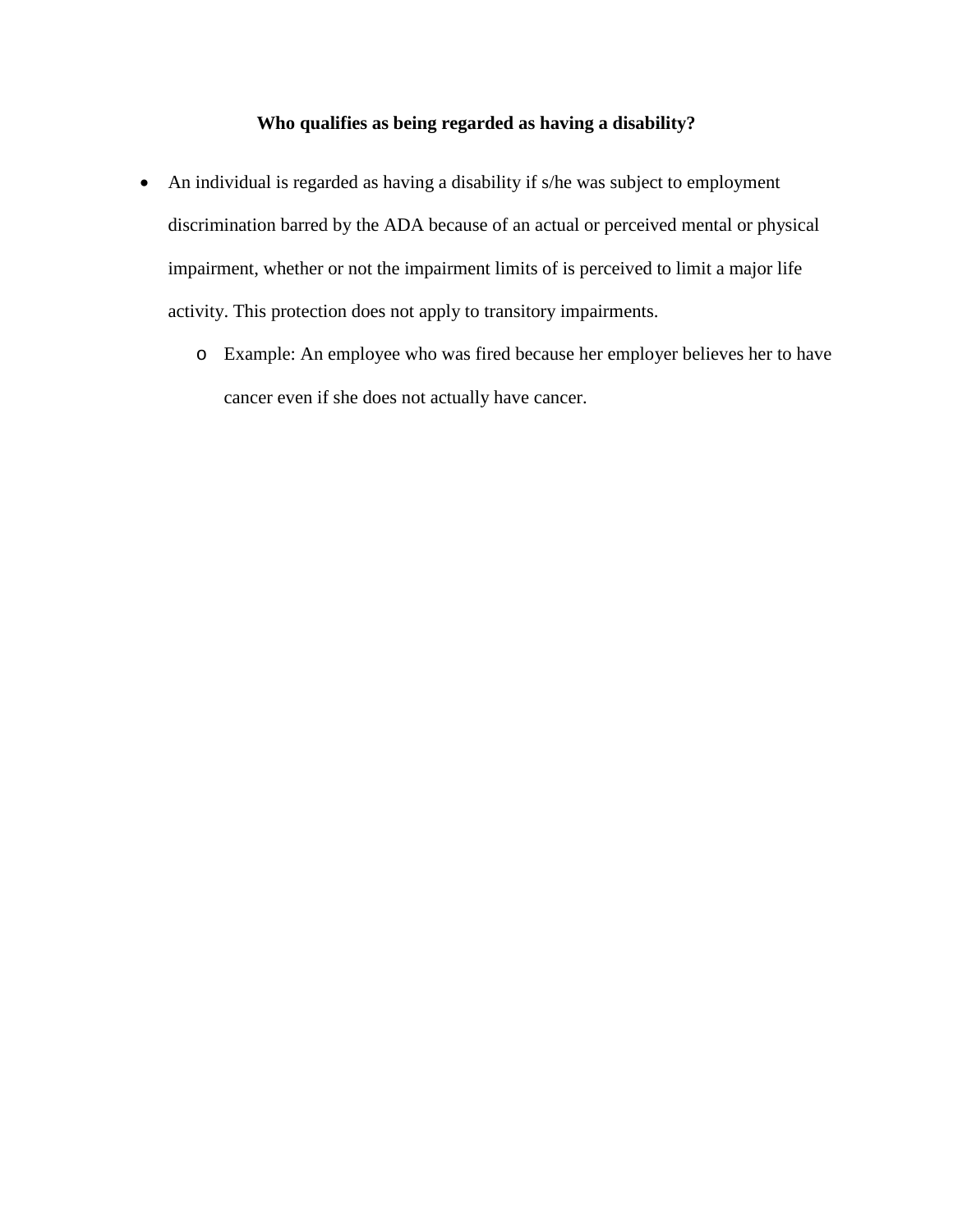**Who qualifies as being regarded as having a disability?**

- An individual is regarded as having a disability if s/he was subject to employment discrimination barred by the ADA because of an actual or perceived mental or physical impairment, whether or not the impairment limits of is perceived to limit a major life activity. This protection does not apply to transitory impairments.
    - Example: An employee who was fired because her employer believes her to have cancer even if she does not actually have cancer.